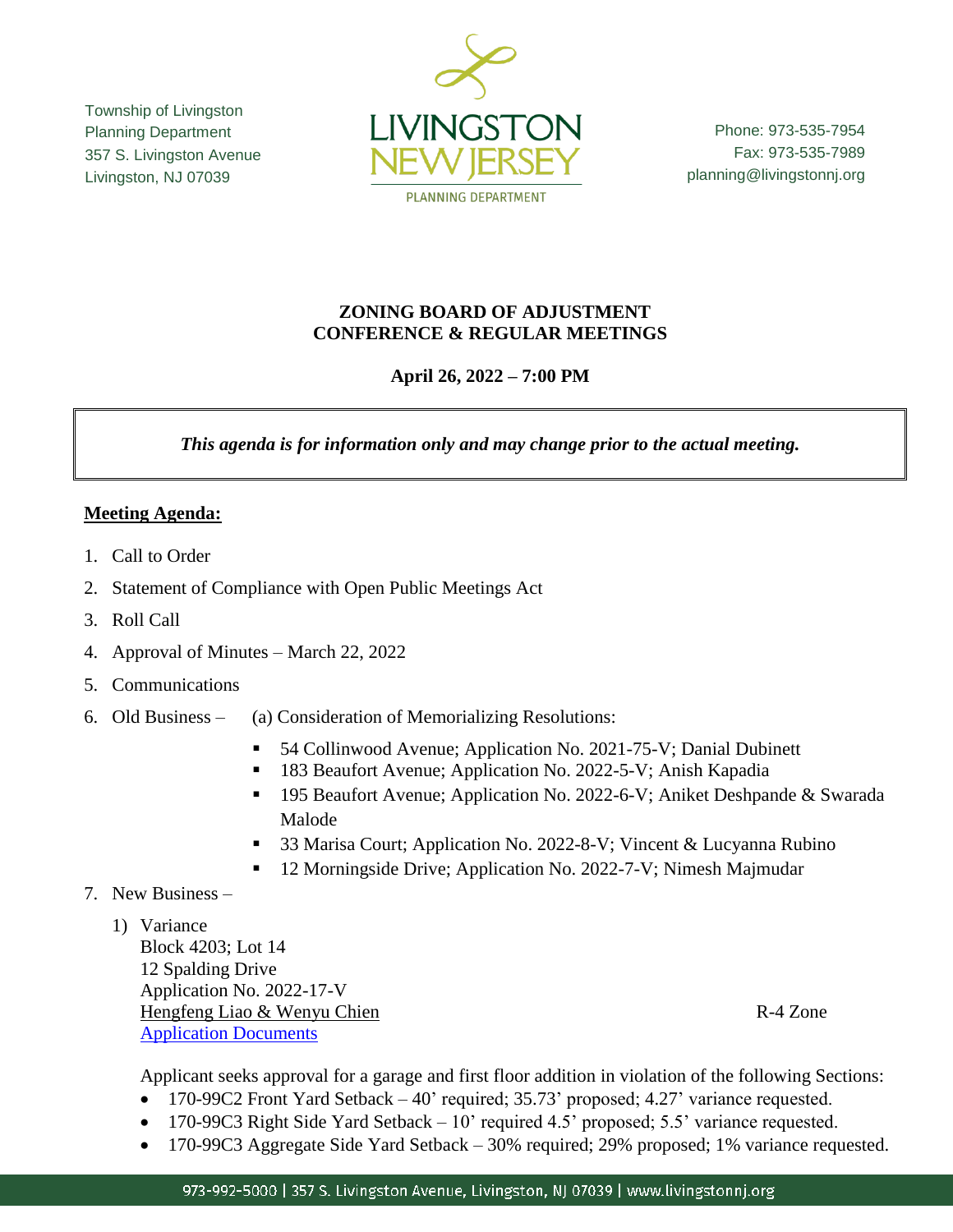Township of Livingston
Planning Department
357 S. Livingston Avenue
Livingston, NJ 07039

LIVINGSTON NEW JERSEY
PLANNING DEPARTMENT

Phone: 973-535-7954
Fax: 973-535-7989
planning@livingstonnj.org

# ZONING BOARD OF ADJUSTMENT
# CONFERENCE & REGULAR MEETINGS

**April 26, 2022 – 7:00 PM**

***This agenda is for information only and may change prior to the actual meeting.***

**Meeting Agenda:**

1. Call to Order
2. Statement of Compliance with Open Public Meetings Act
3. Roll Call
4. Approval of Minutes – March 22, 2022
5. Communications
6. Old Business – (a) Consideration of Memorializing Resolutions:
   - 54 Collinwood Avenue; Application No. 2021-75-V; Danial Dubinett
   - 183 Beaufort Avenue; Application No. 2022-5-V; Anish Kapadia
   - 195 Beaufort Avenue; Application No. 2022-6-V; Aniket Deshpande & Swarada Malode
   - 33 Marisa Court; Application No. 2022-8-V; Vincent & Lucyanna Rubino
   - 12 Morningside Drive; Application No. 2022-7-V; Nimesh Majmudar
7. New Business –
   1) Variance
      Block 4203; Lot 14
      12 Spalding Drive
      Application No. 2022-17-V
      Hengfeng Liao & Wenyu Chien — R-4 Zone
      Application Documents

      Applicant seeks approval for a garage and first floor addition in violation of the following Sections:
      - 170-99C2 Front Yard Setback – 40' required; 35.73' proposed; 4.27' variance requested.
      - 170-99C3 Right Side Yard Setback – 10' required 4.5' proposed; 5.5' variance requested.
      - 170-99C3 Aggregate Side Yard Setback – 30% required; 29% proposed; 1% variance requested.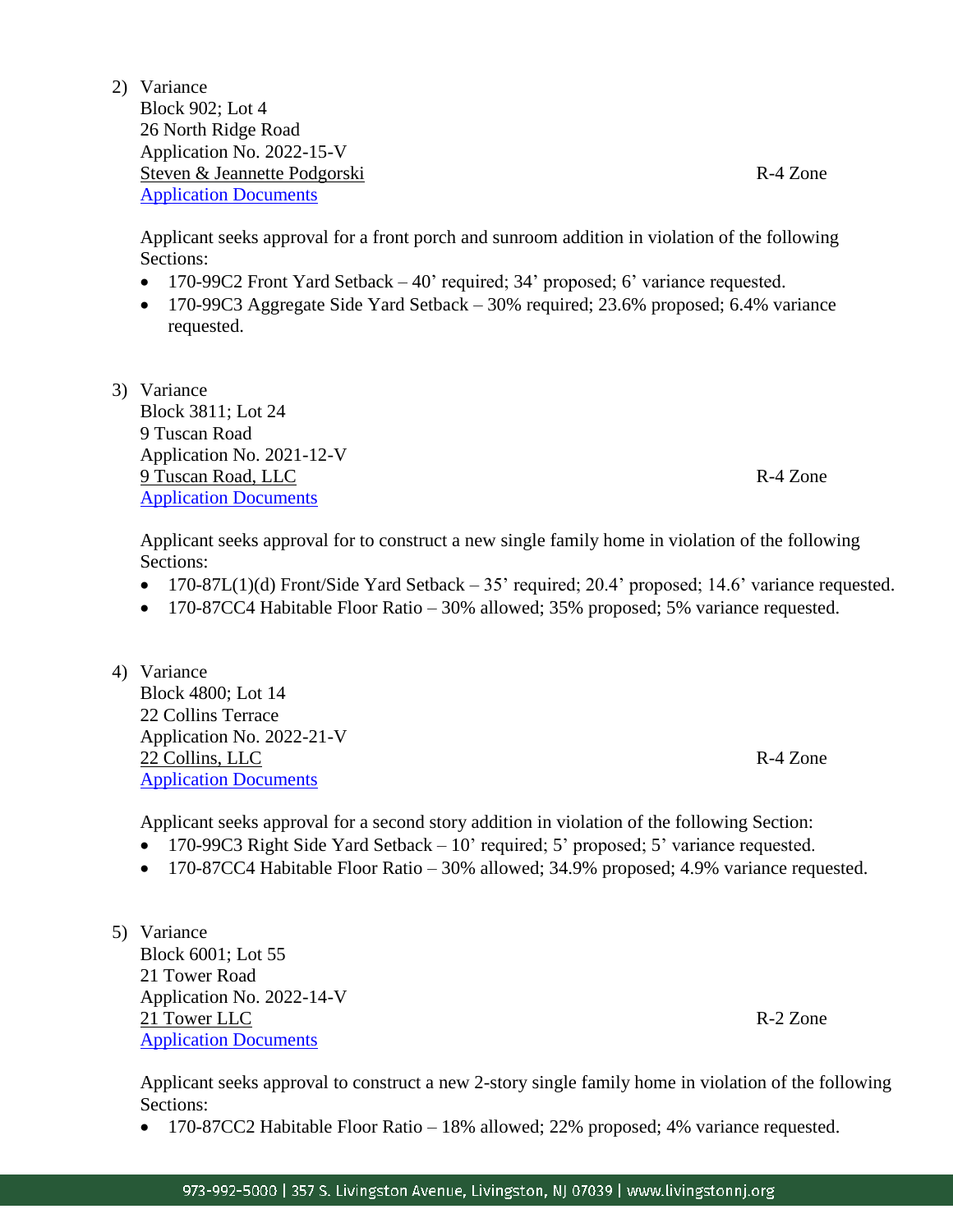2) Variance
   Block 902; Lot 4
   26 North Ridge Road
   Application No. 2022-15-V
   Steven & Jeannette Podgorski — R-4 Zone
   [Application Documents]

   Applicant seeks approval for a front porch and sunroom addition in violation of the following Sections:

   - 170-99C2 Front Yard Setback – 40' required; 34' proposed; 6' variance requested.
   - 170-99C3 Aggregate Side Yard Setback – 30% required; 23.6% proposed; 6.4% variance requested.

3) Variance
   Block 3811; Lot 24
   9 Tuscan Road
   Application No. 2021-12-V
   9 Tuscan Road, LLC — R-4 Zone
   [Application Documents]

   Applicant seeks approval for to construct a new single family home in violation of the following Sections:

   - 170-87L(1)(d) Front/Side Yard Setback – 35' required; 20.4' proposed; 14.6' variance requested.
   - 170-87CC4 Habitable Floor Ratio – 30% allowed; 35% proposed; 5% variance requested.

4) Variance
   Block 4800; Lot 14
   22 Collins Terrace
   Application No. 2022-21-V
   22 Collins, LLC — R-4 Zone
   [Application Documents]

   Applicant seeks approval for a second story addition in violation of the following Section:

   - 170-99C3 Right Side Yard Setback – 10' required; 5' proposed; 5' variance requested.
   - 170-87CC4 Habitable Floor Ratio – 30% allowed; 34.9% proposed; 4.9% variance requested.

5) Variance
   Block 6001; Lot 55
   21 Tower Road
   Application No. 2022-14-V
   21 Tower LLC — R-2 Zone
   [Application Documents]

   Applicant seeks approval to construct a new 2-story single family home in violation of the following Sections:

   - 170-87CC2 Habitable Floor Ratio – 18% allowed; 22% proposed; 4% variance requested.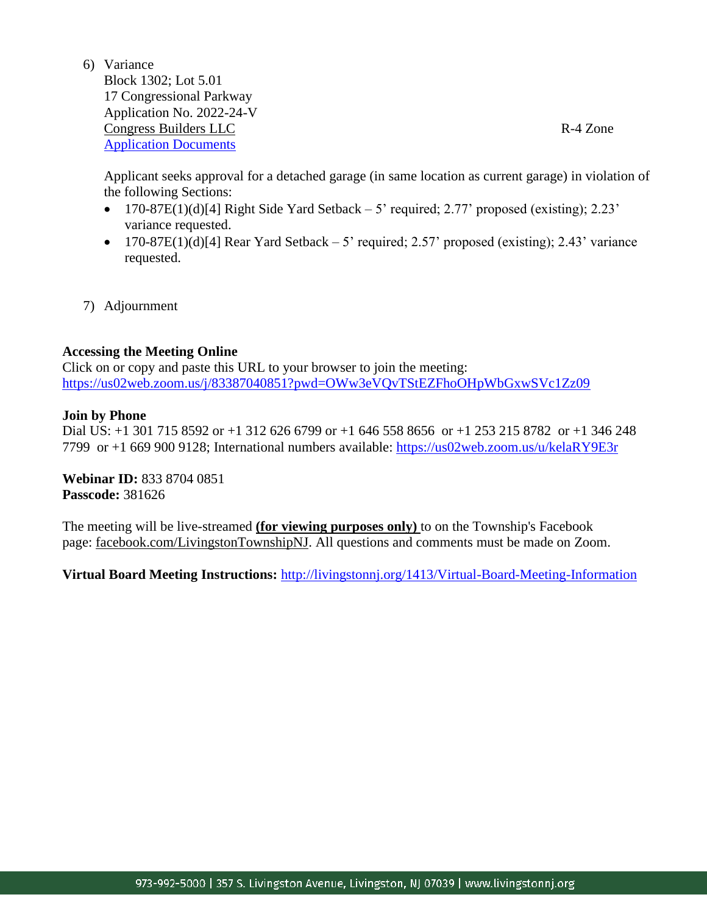6) Variance
   Block 1302; Lot 5.01
   17 Congressional Parkway
   Application No. 2022-24-V
   Congress Builders LLC R-4 Zone
   [Application Documents]

   Applicant seeks approval for a detached garage (in same location as current garage) in violation of the following Sections:

   - 170-87E(1)(d)[4] Right Side Yard Setback – 5' required; 2.77' proposed (existing); 2.23' variance requested.
   - 170-87E(1)(d)[4] Rear Yard Setback – 5' required; 2.57' proposed (existing); 2.43' variance requested.

7) Adjournment

**Accessing the Meeting Online**
Click on or copy and paste this URL to your browser to join the meeting:
https://us02web.zoom.us/j/83387040851?pwd=OWw3eVQvTStEZFhoOHpWbGxwSVc1Zz09

**Join by Phone**
Dial US: +1 301 715 8592 or +1 312 626 6799 or +1 646 558 8656 or +1 253 215 8782 or +1 346 248 7799 or +1 669 900 9128; International numbers available: https://us02web.zoom.us/u/kelaRY9E3r

**Webinar ID:** 833 8704 0851
**Passcode:** 381626

The meeting will be live-streamed **(for viewing purposes only)** to on the Township's Facebook page: facebook.com/LivingstonTownshipNJ. All questions and comments must be made on Zoom.

**Virtual Board Meeting Instructions:** http://livingstonnj.org/1413/Virtual-Board-Meeting-Information